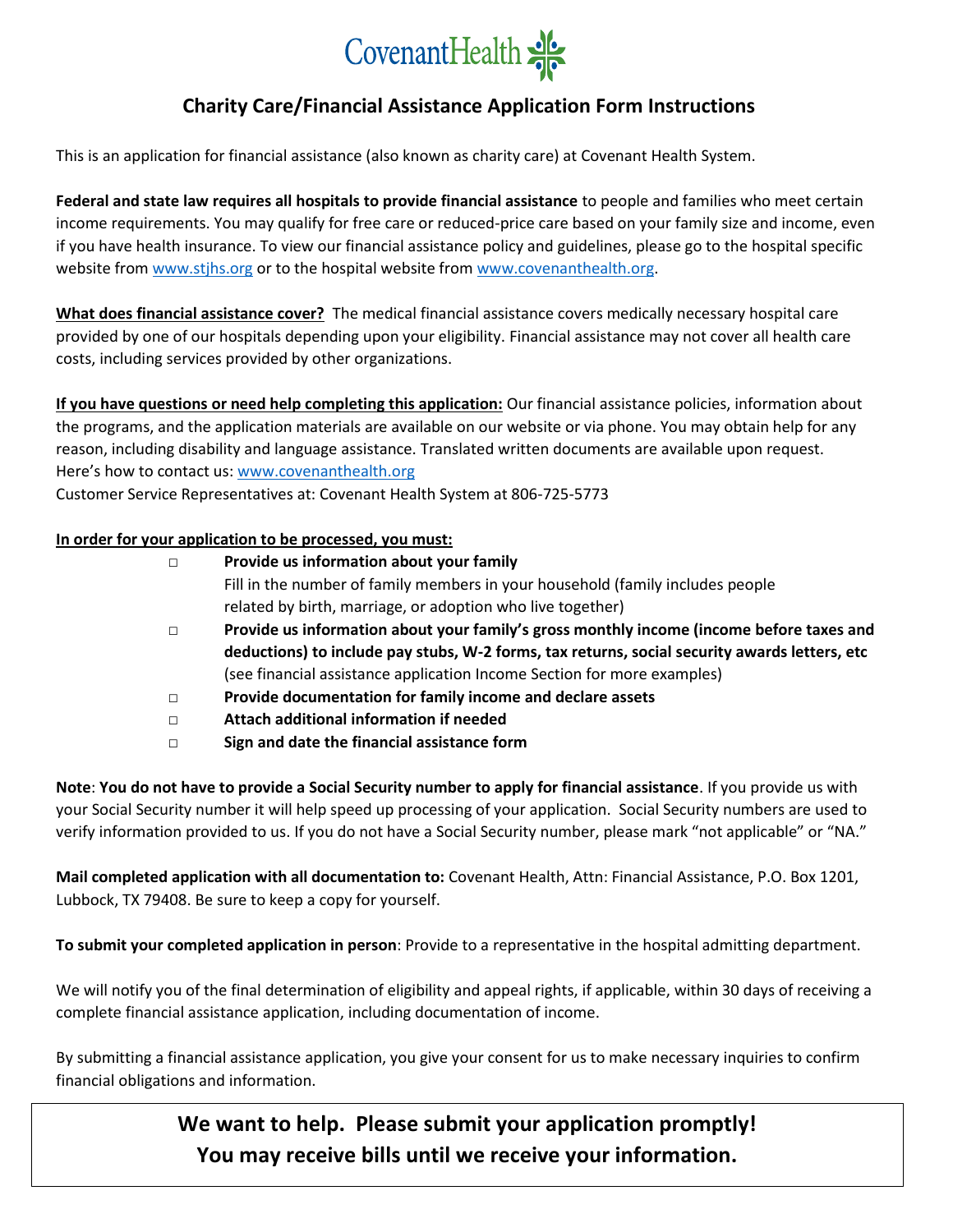CovenantHealth

# Charity Care/Financial Assistance Application Form Instructions

This is an application for financial assistance (also known as charity care) at Covenant Health System.

**Federal and state law requires all hospitals to provide financial assistance** to people and families who meet certain income requirements. You may qualify for free care or reduced-price care based on your family size and income, even if you have health insurance. To view our financial assistance policy and guidelines, please go to the hospital specific website from www.stjhs.org or to the hospital website from www.covenanthealth.org.

**What does financial assistance cover?** The medical financial assistance covers medically necessary hospital care provided by one of our hospitals depending upon your eligibility. Financial assistance may not cover all health care costs, including services provided by other organizations.

**If you have questions or need help completing this application:** Our financial assistance policies, information about the programs, and the application materials are available on our website or via phone. You may obtain help for any reason, including disability and language assistance. Translated written documents are available upon request. Here's how to contact us: www.covenanthealth.org
Customer Service Representatives at: Covenant Health System at 806-725-5773

**In order for your application to be processed, you must:**

- ☐ **Provide us information about your family**
  Fill in the number of family members in your household (family includes people related by birth, marriage, or adoption who live together)
- ☐ **Provide us information about your family's gross monthly income (income before taxes and deductions) to include pay stubs, W-2 forms, tax returns, social security awards letters, etc** (see financial assistance application Income Section for more examples)
- ☐ **Provide documentation for family income and declare assets**
- ☐ **Attach additional information if needed**
- ☐ **Sign and date the financial assistance form**

**Note**: **You do not have to provide a Social Security number to apply for financial assistance**. If you provide us with your Social Security number it will help speed up processing of your application. Social Security numbers are used to verify information provided to us. If you do not have a Social Security number, please mark "not applicable" or "NA."

**Mail completed application with all documentation to:** Covenant Health, Attn: Financial Assistance, P.O. Box 1201, Lubbock, TX 79408. Be sure to keep a copy for yourself.

**To submit your completed application in person**: Provide to a representative in the hospital admitting department.

We will notify you of the final determination of eligibility and appeal rights, if applicable, within 30 days of receiving a complete financial assistance application, including documentation of income.

By submitting a financial assistance application, you give your consent for us to make necessary inquiries to confirm financial obligations and information.

**We want to help. Please submit your application promptly!**
**You may receive bills until we receive your information.**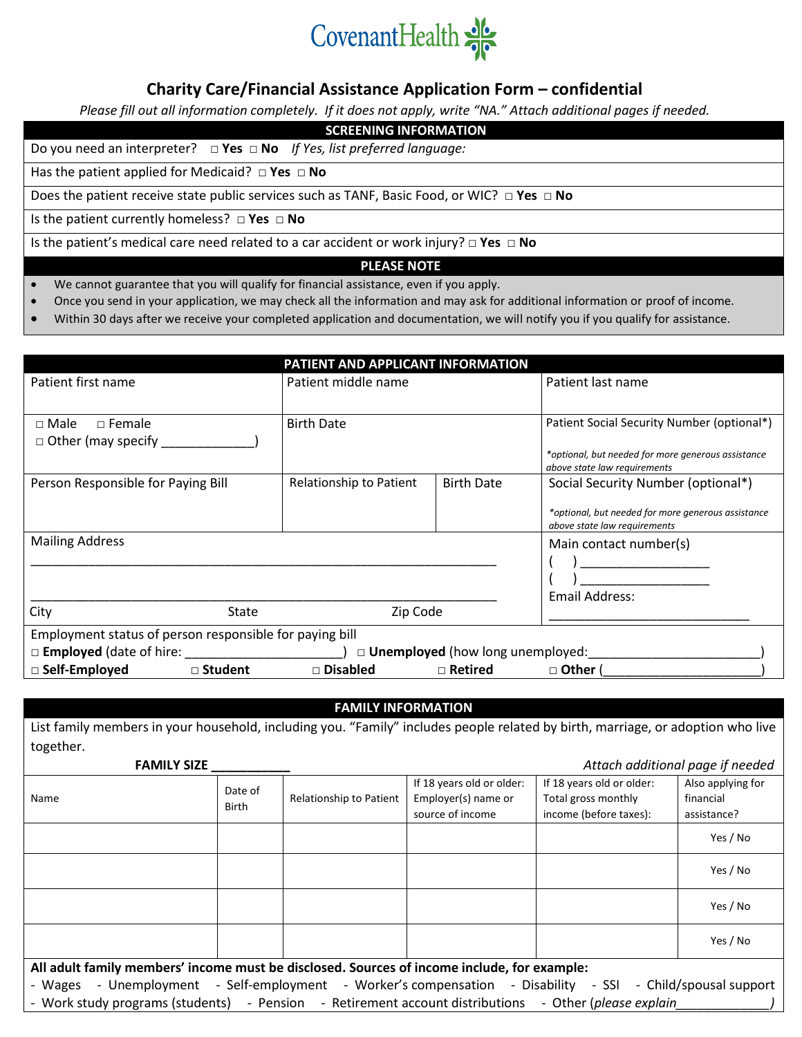CovenantHealth

# Charity Care/Financial Assistance Application Form – confidential

*Please fill out all information completely. If it does not apply, write "NA." Attach additional pages if needed.*

## SCREENING INFORMATION

Do you need an interpreter? □ **Yes** □ **No** *If Yes, list preferred language:*

Has the patient applied for Medicaid? □ **Yes** □ **No**

Does the patient receive state public services such as TANF, Basic Food, or WIC? □ **Yes** □ **No**

Is the patient currently homeless? □ **Yes** □ **No**

Is the patient's medical care need related to a car accident or work injury? □ **Yes** □ **No**

## PLEASE NOTE

- We cannot guarantee that you will qualify for financial assistance, even if you apply.
- Once you send in your application, we may check all the information and may ask for additional information or proof of income.
- Within 30 days after we receive your completed application and documentation, we will notify you if you qualify for assistance.

## PATIENT AND APPLICANT INFORMATION

| Patient first name | Patient middle name | | Patient last name |
|---|---|---|---|
| □ Male □ Female<br>□ Other (may specify _____________) | Birth Date | | Patient Social Security Number (optional*)<br>*\*optional, but needed for more generous assistance above state law requirements* |
| Person Responsible for Paying Bill | Relationship to Patient | Birth Date | Social Security Number (optional*)<br>*\*optional, but needed for more generous assistance above state law requirements* |
| Mailing Address<br>_______________________________________________<br>_______________________________________________<br>City State Zip Code | | | Main contact number(s)<br>( ) __________________<br>( ) __________________<br>Email Address:<br>_____________________________ |

Employment status of person responsible for paying bill

□ **Employed** (date of hire: ______________________) □ **Unemployed** (how long unemployed:________________________)

□ **Self-Employed** □ **Student** □ **Disabled** □ **Retired** □ **Other** (______________________)

## FAMILY INFORMATION

List family members in your household, including you. "Family" includes people related by birth, marriage, or adoption who live together.

**FAMILY SIZE** ___________ *Attach additional page if needed*

| Name | Date of Birth | Relationship to Patient | If 18 years old or older: Employer(s) name or source of income | If 18 years old or older: Total gross monthly income (before taxes): | Also applying for financial assistance? |
|---|---|---|---|---|---|
| | | | | | Yes / No |
| | | | | | Yes / No |
| | | | | | Yes / No |
| | | | | | Yes / No |

**All adult family members' income must be disclosed. Sources of income include, for example:**

- Wages - Unemployment - Self-employment - Worker's compensation - Disability - SSI - Child/spousal support
- Work study programs (students) - Pension - Retirement account distributions - Other (*please explain_____________)*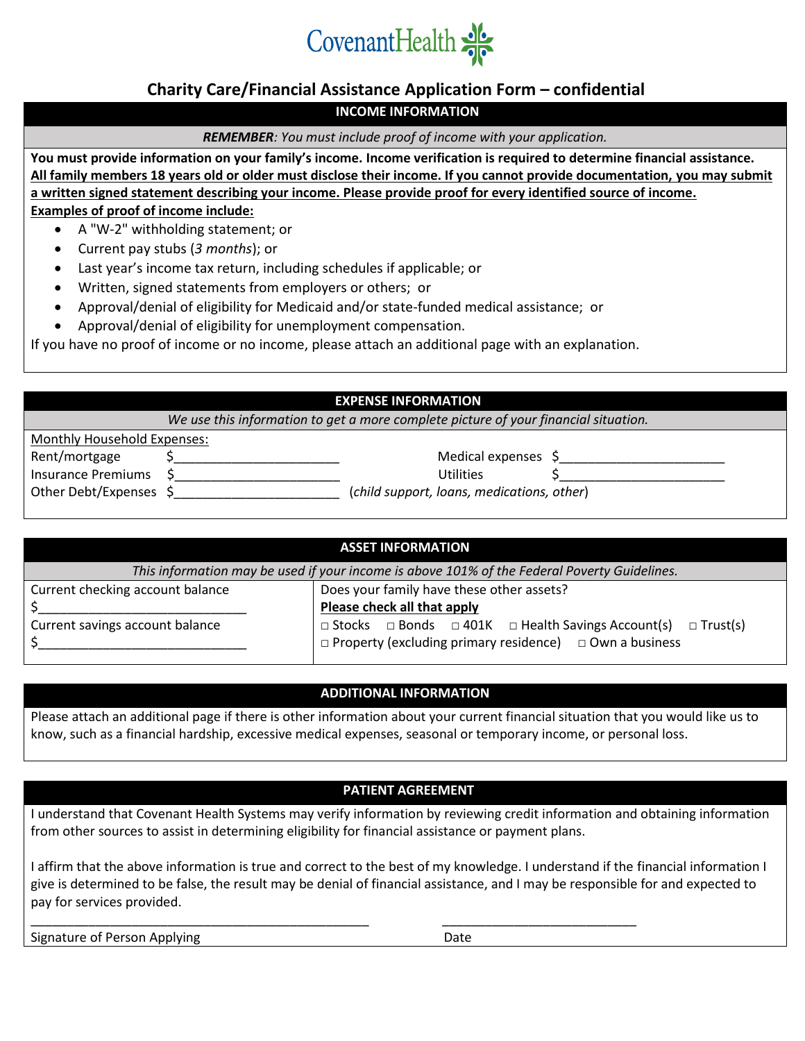CovenantHealth

# Charity Care/Financial Assistance Application Form – confidential

## INCOME INFORMATION

***REMEMBER**: You must include proof of income with your application.*

**You must provide information on your family's income. Income verification is required to determine financial assistance.** **All family members 18 years old or older must disclose their income. If you cannot provide documentation, you may submit a written signed statement describing your income. Please provide proof for every identified source of income.**

**Examples of proof of income include:**

- A "W-2" withholding statement; or
- Current pay stubs (*3 months*); or
- Last year's income tax return, including schedules if applicable; or
- Written, signed statements from employers or others; or
- Approval/denial of eligibility for Medicaid and/or state-funded medical assistance; or
- Approval/denial of eligibility for unemployment compensation.

If you have no proof of income or no income, please attach an additional page with an explanation.

## EXPENSE INFORMATION

*We use this information to get a more complete picture of your financial situation.*

Monthly Household Expenses:

Rent/mortgage $______________________ Medical expenses $______________________

Insurance Premiums $______________________ Utilities $______________________

Other Debt/Expenses $______________________ (*child support, loans, medications, other*)

## ASSET INFORMATION

*This information may be used if your income is above 101% of the Federal Poverty Guidelines.*

Current checking account balance

$____________________________

Current savings account balance

$____________________________

Does your family have these other assets?

**Please check all that apply**

□ Stocks □ Bonds □ 401K □ Health Savings Account(s) □ Trust(s)

□ Property (excluding primary residence) □ Own a business

## ADDITIONAL INFORMATION

Please attach an additional page if there is other information about your current financial situation that you would like us to know, such as a financial hardship, excessive medical expenses, seasonal or temporary income, or personal loss.

## PATIENT AGREEMENT

I understand that Covenant Health Systems may verify information by reviewing credit information and obtaining information from other sources to assist in determining eligibility for financial assistance or payment plans.

I affirm that the above information is true and correct to the best of my knowledge. I understand if the financial information I give is determined to be false, the result may be denial of financial assistance, and I may be responsible for and expected to pay for services provided.

_________________________________________________ ____________________________

Signature of Person Applying Date